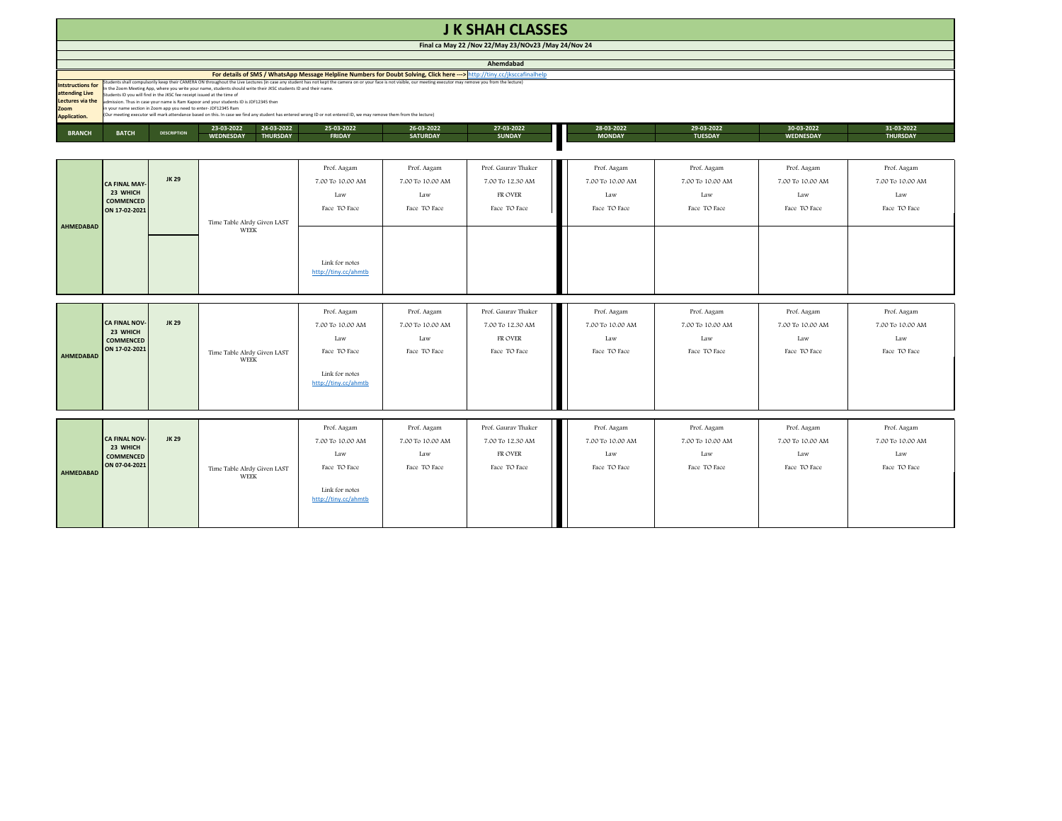# J K SHAH CLASSES

**Final ca May 22 /Nov 22/May 23/NOv23 /May 24/Nov 24**

**Ahemdabad**

**For details of SMS / WhatsApp Message Helpline Numbers for Doubt Solving, Click here ---> http://tiny.cc/jksccafinalhelp**

**Intstructions for attending Live Lectures via the Zoom Application.**

Students shall compulsorily keep their CAMERA ON throughout the Live Lectures (in case any student has not kept the camera on or your face is not visible, our meeting executor may remove you from the lecture)
In the Zoom Meeting App, where you write your name, students should write their JKSC students ID and their name.
Students ID you will find in the JKSC fee receipt issued at the time of
admission. Thus in case your name is Ram Kapoor and your students ID is JDF12345 then
in your name section in Zoom app you need to enter- JDF12345 Ram
(Our meeting executor will mark attendance based on this. In case we find any student has entered wrong ID or not entered ID, we may remove them from the lecture)

| BRANCH | BATCH | DESCRIPTION | 23-03-2022 WEDNESDAY | 24-03-2022 THURSDAY | 25-03-2022 FRIDAY | 26-03-2022 SATURDAY | 27-03-2022 SUNDAY | 28-03-2022 MONDAY | 29-03-2022 TUESDAY | 30-03-2022 WEDNESDAY | 31-03-2022 THURSDAY |
|---|---|---|---|---|---|---|---|---|---|---|---|
| AHMEDABAD | CA FINAL MAY-23 WHICH COMMENCED ON 17-02-2021 | JK 29 | Time Table Alrdy Given LAST WEEK | | Prof. Aagam 7.00 To 10.00 AM Law Face TO Face<br>Link for notes http://tiny.cc/ahmtb | Prof. Aagam 7.00 To 10.00 AM Law Face TO Face | Prof. Gaurav Thaker 7.00 To 12.30 AM FR OVER Face TO Face | Prof. Aagam 7.00 To 10.00 AM Law Face TO Face | Prof. Aagam 7.00 To 10.00 AM Law Face TO Face | Prof. Aagam 7.00 To 10.00 AM Law Face TO Face | Prof. Aagam 7.00 To 10.00 AM Law Face TO Face |
| AHMEDABAD | CA FINAL NOV-23 WHICH COMMENCED ON 17-02-2021 | JK 29 | Time Table Alrdy Given LAST WEEK | | Prof. Aagam 7.00 To 10.00 AM Law Face TO Face<br>Link for notes http://tiny.cc/ahmtb | Prof. Aagam 7.00 To 10.00 AM Law Face TO Face | Prof. Gaurav Thaker 7.00 To 12.30 AM FR OVER Face TO Face | Prof. Aagam 7.00 To 10.00 AM Law Face TO Face | Prof. Aagam 7.00 To 10.00 AM Law Face TO Face | Prof. Aagam 7.00 To 10.00 AM Law Face TO Face | Prof. Aagam 7.00 To 10.00 AM Law Face TO Face |
| AHMEDABAD | CA FINAL NOV-23 WHICH COMMENCED ON 07-04-2021 | JK 29 | Time Table Alrdy Given LAST WEEK | | Prof. Aagam 7.00 To 10.00 AM Law Face TO Face<br>Link for notes http://tiny.cc/ahmtb | Prof. Aagam 7.00 To 10.00 AM Law Face TO Face | Prof. Gaurav Thaker 7.00 To 12.30 AM FR OVER Face TO Face | Prof. Aagam 7.00 To 10.00 AM Law Face TO Face | Prof. Aagam 7.00 To 10.00 AM Law Face TO Face | Prof. Aagam 7.00 To 10.00 AM Law Face TO Face | Prof. Aagam 7.00 To 10.00 AM Law Face TO Face |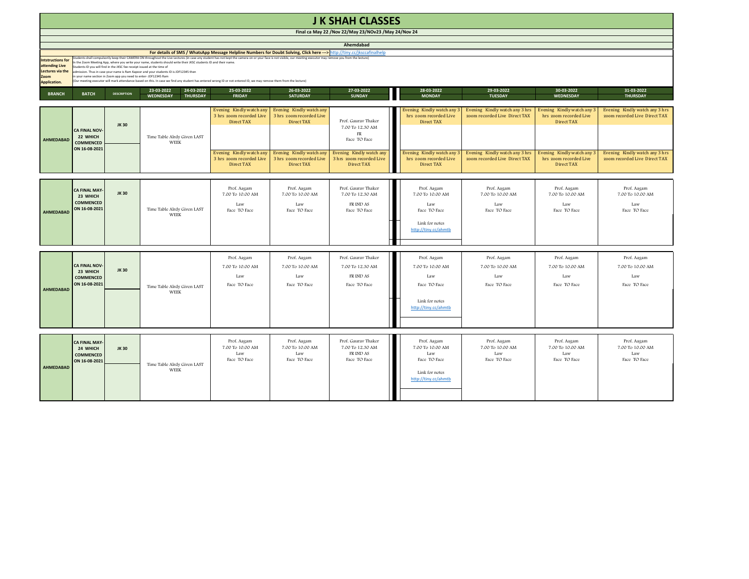# J K SHAH CLASSES

**Final ca May 22 /Nov 22/May 23/NOv23 /May 24/Nov 24**

**Ahemdabad**

**For details of SMS / WhatsApp Message Helpline Numbers for Doubt Solving, Click here --->** http://tiny.cc/jksccafinalhelp

**Intstructions for attending Live Lectures via the Zoom Application.**

Students shall compulsorily keep their CAMERA ON throughout the Live Lectures (in case any student has not kept the camera on or your face is not visible, our meeting executor may remove you from the lecture)
In the Zoom Meeting App, where you write your name, students should write their JKSC students ID and their name.
Students ID you will find in the JKSC fee receipt issued at the time of
admission. Thus in case your name is Ram Kapoor and your students ID is JDF12345 then
in your name section in Zoom app you need to enter- JDF12345 Ram
(Our meeting executor will mark attendance based on this. In case we find any student has entered wrong ID or not entered ID, we may remove them from the lecture)

| BRANCH | BATCH | DESCRIPTION | 23-03-2022 WEDNESDAY | 24-03-2022 THURSDAY | 25-03-2022 FRIDAY | 26-03-2022 SATURDAY | 27-03-2022 SUNDAY | 28-03-2022 MONDAY | 29-03-2022 TUESDAY | 30-03-2022 WEDNESDAY | 31-03-2022 THURSDAY |
|---|---|---|---|---|---|---|---|---|---|---|---|
| AHMEDABAD | CA FINAL NOV-22 WHICH COMMENCED ON 16-08-2021 | JK 30 | Time Table Alrdy Given LAST WEEK | | Evening Kindly watch any 3 hrs zoom recorded Live Direct TAX | Evening Kindly watch any 3 hrs zoom recorded Live Direct TAX | Prof. Gaurav Thaker 7.00 To 12.30 AM FR Face TO Face | Evening Kindly watch any 3 hrs zoom recorded Live Direct TAX | Evening Kindly watch any 3 hrs zoom recorded Live Direct TAX | Evening Kindly watch any 3 hrs zoom recorded Live Direct TAX | Evening Kindly watch any 3 hrs zoom recorded Live Direct TAX |
| | | | | | Evening Kindly watch any 3 hrs zoom recorded Live Direct TAX | Evening Kindly watch any 3 hrs zoom recorded Live Direct TAX | Evening Kindly watch any 3 hrs zoom recorded Live Direct TAX | Evening Kindly watch any 3 hrs zoom recorded Live Direct TAX | Evening Kindly watch any 3 hrs zoom recorded Live Direct TAX | Evening Kindly watch any 3 hrs zoom recorded Live Direct TAX | Evening Kindly watch any 3 hrs zoom recorded Live Direct TAX |
| AHMEDABAD | CA FINAL MAY-23 WHICH COMMENCED ON 16-08-2021 | JK 30 | Time Table Alrdy Given LAST WEEK | | Prof. Aagam 7.00 To 10.00 AM Law Face TO Face | Prof. Aagam 7.00 To 10.00 AM Law Face TO Face | Prof. Gaurav Thaker 7.00 To 12.30 AM FR IND AS Face TO Face | Prof. Aagam 7.00 To 10.00 AM Law Face TO Face Link for notes http://tiny.cc/ahmtb | Prof. Aagam 7.00 To 10.00 AM Law Face TO Face | Prof. Aagam 7.00 To 10.00 AM Law Face TO Face | Prof. Aagam 7.00 To 10.00 AM Law Face TO Face |
| AHMEDABAD | CA FINAL NOV-23 WHICH COMMENCED ON 16-08-2021 | JK 30 | Time Table Alrdy Given LAST WEEK | | Prof. Aagam 7.00 To 10.00 AM Law Face TO Face | Prof. Aagam 7.00 To 10.00 AM Law Face TO Face | Prof. Gaurav Thaker 7.00 To 12.30 AM FR IND AS Face TO Face | Prof. Aagam 7.00 To 10.00 AM Law Face TO Face Link for notes http://tiny.cc/ahmtb | Prof. Aagam 7.00 To 10.00 AM Law Face TO Face | Prof. Aagam 7.00 To 10.00 AM Law Face TO Face | Prof. Aagam 7.00 To 10.00 AM Law Face TO Face |
| AHMEDABAD | CA FINAL MAY-24 WHICH COMMENCED ON 16-08-2021 | JK 30 | Time Table Alrdy Given LAST WEEK | | Prof. Aagam 7.00 To 10.00 AM Law Face TO Face | Prof. Aagam 7.00 To 10.00 AM Law Face TO Face | Prof. Gaurav Thaker 7.00 To 12.30 AM FR IND AS Face TO Face | Prof. Aagam 7.00 To 10.00 AM Law Face TO Face Link for notes http://tiny.cc/ahmtb | Prof. Aagam 7.00 To 10.00 AM Law Face TO Face | Prof. Aagam 7.00 To 10.00 AM Law Face TO Face | Prof. Aagam 7.00 To 10.00 AM Law Face TO Face |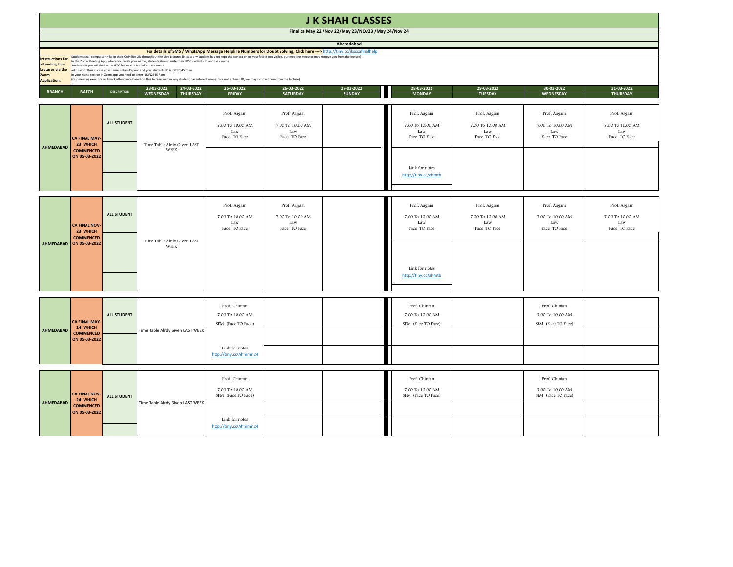# J K SHAH CLASSES

**Final ca May 22 /Nov 22/May 23/NOv23 /May 24/Nov 24**

**Ahemdabad**

**For details of SMS / WhatsApp Message Helpline Numbers for Doubt Solving, Click here ---> http://tiny.cc/jksccafinalhelp**

**Intstructions for attending Live Lectures via the Zoom Application.**

Students shall compulsorily keep their CAMERA ON throughout the Live Lectures (in case any student has not kept the camera on or your face is not visible, our meeting executor may remove you from the lecture)
In the Zoom Meeting App, where you write your name, students should write their JKSC students ID and their name.
Students ID you will find in the JKSC fee receipt issued at the time of admission. Thus in case your name is Ram Kapoor and your students ID is JDF12345 then in your name section in Zoom app you need to enter- JDF12345 Ram
(Our meeting executor will mark attendance based on this. In case we find any student has entered wrong ID or not entered ID, we may remove them from the lecture)

| BRANCH | BATCH | DESCRIPTION | 23-03-2022 WEDNESDAY | 24-03-2022 THURSDAY | 25-03-2022 FRIDAY | 26-03-2022 SATURDAY | 27-03-2022 SUNDAY | 28-03-2022 MONDAY | 29-03-2022 TUESDAY | 30-03-2022 WEDNESDAY | 31-03-2022 THURSDAY |
|---|---|---|---|---|---|---|---|---|---|---|---|
| AHMEDABAD | CA FINAL MAY-23 WHICH COMMENCED ON 05-03-2022 | ALL STUDENT | Time Table Alrdy Given LAST WEEK | | Prof. Aagam 7.00 To 10.00 AM Law Face TO Face | Prof. Aagam 7.00 To 10.00 AM Law Face TO Face | | Prof. Aagam 7.00 To 10.00 AM Law Face TO Face<br>Link for notes http://tiny.cc/ahmtb | Prof. Aagam 7.00 To 10.00 AM Law Face TO Face | Prof. Aagam 7.00 To 10.00 AM Law Face TO Face | Prof. Aagam 7.00 To 10.00 AM Law Face TO Face |
| AHMEDABAD | CA FINAL NOV-23 WHICH COMMENCED ON 05-03-2022 | ALL STUDENT | Time Table Alrdy Given LAST WEEK | | Prof. Aagam 7.00 To 10.00 AM Law Face TO Face | Prof. Aagam 7.00 To 10.00 AM Law Face TO Face | | Prof. Aagam 7.00 To 10.00 AM Law Face TO Face<br>Link for notes http://tiny.cc/ahmtb | Prof. Aagam 7.00 To 10.00 AM Law Face TO Face | Prof. Aagam 7.00 To 10.00 AM Law Face TO Face | Prof. Aagam 7.00 To 10.00 AM Law Face TO Face |
| AHMEDABAD | CA FINAL MAY-24 WHICH COMMENCED ON 05-03-2022 | ALL STUDENT | Time Table Alrdy Given LAST WEEK | | Prof. Chintan 7.00 To 10.00 AM SFM (Face TO Face)<br>Link for notes http://tiny.cc/Ahmmn24 | | | Prof. Chintan 7.00 To 10.00 AM SFM (Face TO Face) | | Prof. Chintan 7.00 To 10.00 AM SFM (Face TO Face) | |
| AHMEDABAD | CA FINAL NOV-24 WHICH COMMENCED ON 05-03-2022 | ALL STUDENT | Time Table Alrdy Given LAST WEEK | | Prof. Chintan 7.00 To 10.00 AM SFM (Face TO Face)<br>Link for notes http://tiny.cc/Ahmmn24 | | | Prof. Chintan 7.00 To 10.00 AM SFM (Face TO Face) | | Prof. Chintan 7.00 To 10.00 AM SFM (Face TO Face) | |